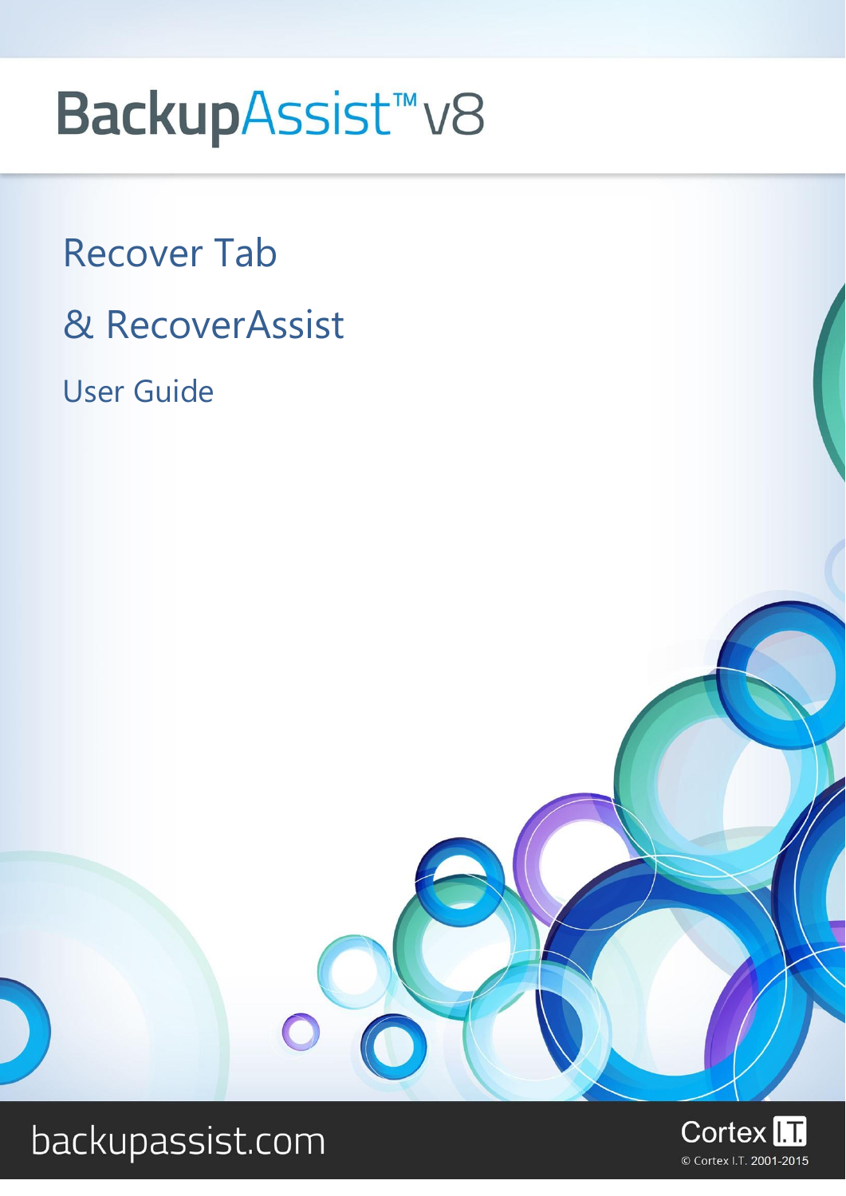# BackupAssist™ v8

## Recover Tab

## & RecoverAssist

### User Guide

backupassist.com

Cortex I.T.

© Cortex I.T. 2001-2015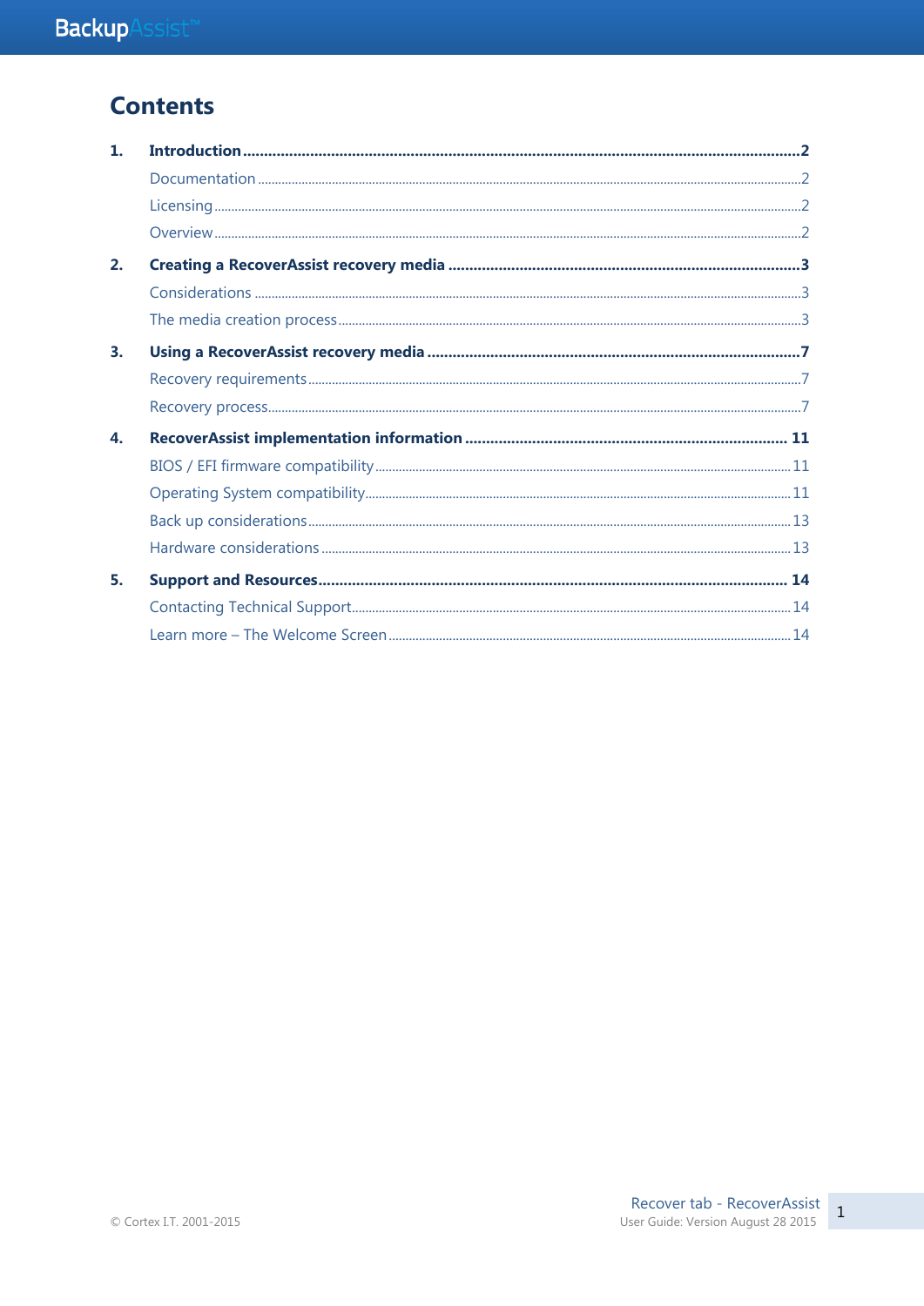# Contents

1. **Introduction** .......... 2
   - Documentation .......... 2
   - Licensing .......... 2
   - Overview .......... 2
2. **Creating a RecoverAssist recovery media** .......... 3
   - Considerations .......... 3
   - The media creation process .......... 3
3. **Using a RecoverAssist recovery media** .......... 7
   - Recovery requirements .......... 7
   - Recovery process .......... 7
4. **RecoverAssist implementation information** .......... 11
   - BIOS / EFI firmware compatibility .......... 11
   - Operating System compatibility .......... 11
   - Back up considerations .......... 13
   - Hardware considerations .......... 13
5. **Support and Resources** .......... 14
   - Contacting Technical Support .......... 14
   - Learn more – The Welcome Screen .......... 14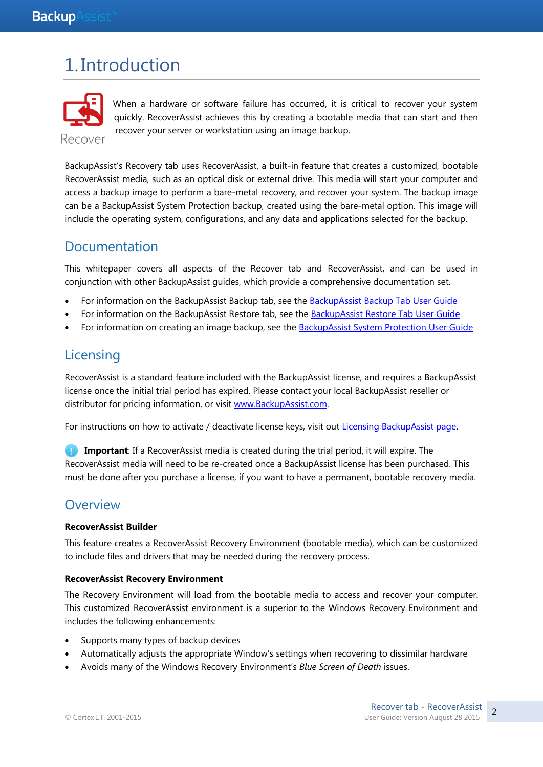# 1. Introduction

Recover

When a hardware or software failure has occurred, it is critical to recover your system quickly. RecoverAssist achieves this by creating a bootable media that can start and then recover your server or workstation using an image backup.

BackupAssist's Recovery tab uses RecoverAssist, a built-in feature that creates a customized, bootable RecoverAssist media, such as an optical disk or external drive. This media will start your computer and access a backup image to perform a bare-metal recovery, and recover your system. The backup image can be a BackupAssist System Protection backup, created using the bare-metal option. This image will include the operating system, configurations, and any data and applications selected for the backup.

## Documentation

This whitepaper covers all aspects of the Recover tab and RecoverAssist, and can be used in conjunction with other BackupAssist guides, which provide a comprehensive documentation set.

- For information on the BackupAssist Backup tab, see the [BackupAssist Backup Tab User Guide]()
- For information on the BackupAssist Restore tab, see the [BackupAssist Restore Tab User Guide]()
- For information on creating an image backup, see the [BackupAssist System Protection User Guide]()

## Licensing

RecoverAssist is a standard feature included with the BackupAssist license, and requires a BackupAssist license once the initial trial period has expired. Please contact your local BackupAssist reseller or distributor for pricing information, or visit [www.BackupAssist.com]().

For instructions on how to activate / deactivate license keys, visit out [Licensing BackupAssist page]().

**Important**: If a RecoverAssist media is created during the trial period, it will expire. The RecoverAssist media will need to be re-created once a BackupAssist license has been purchased. This must be done after you purchase a license, if you want to have a permanent, bootable recovery media.

## Overview

**RecoverAssist Builder**

This feature creates a RecoverAssist Recovery Environment (bootable media), which can be customized to include files and drivers that may be needed during the recovery process.

**RecoverAssist Recovery Environment**

The Recovery Environment will load from the bootable media to access and recover your computer. This customized RecoverAssist environment is a superior to the Windows Recovery Environment and includes the following enhancements:

- Supports many types of backup devices
- Automatically adjusts the appropriate Window's settings when recovering to dissimilar hardware
- Avoids many of the Windows Recovery Environment's *Blue Screen of Death* issues.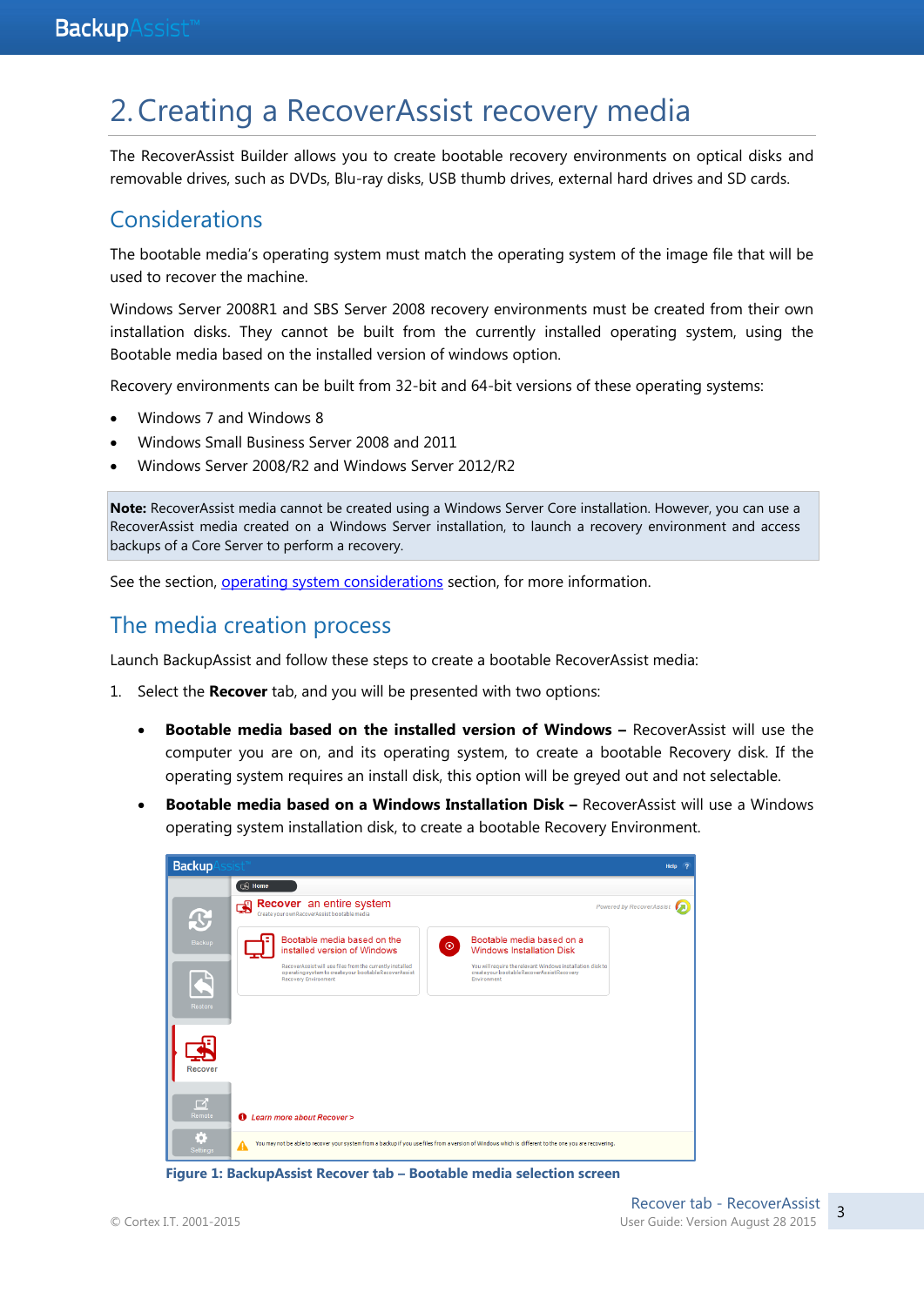# 2. Creating a RecoverAssist recovery media

The RecoverAssist Builder allows you to create bootable recovery environments on optical disks and removable drives, such as DVDs, Blu-ray disks, USB thumb drives, external hard drives and SD cards.

## Considerations

The bootable media's operating system must match the operating system of the image file that will be used to recover the machine.

Windows Server 2008R1 and SBS Server 2008 recovery environments must be created from their own installation disks. They cannot be built from the currently installed operating system, using the Bootable media based on the installed version of windows option.

Recovery environments can be built from 32-bit and 64-bit versions of these operating systems:

- Windows 7 and Windows 8
- Windows Small Business Server 2008 and 2011
- Windows Server 2008/R2 and Windows Server 2012/R2

**Note:** RecoverAssist media cannot be created using a Windows Server Core installation. However, you can use a RecoverAssist media created on a Windows Server installation, to launch a recovery environment and access backups of a Core Server to perform a recovery.

See the section, operating system considerations section, for more information.

## The media creation process

Launch BackupAssist and follow these steps to create a bootable RecoverAssist media:

1. Select the **Recover** tab, and you will be presented with two options:

   - **Bootable media based on the installed version of Windows –** RecoverAssist will use the computer you are on, and its operating system, to create a bootable Recovery disk. If the operating system requires an install disk, this option will be greyed out and not selectable.
   - **Bootable media based on a Windows Installation Disk –** RecoverAssist will use a Windows operating system installation disk, to create a bootable Recovery Environment.

**Figure 1: BackupAssist Recover tab – Bootable media selection screen**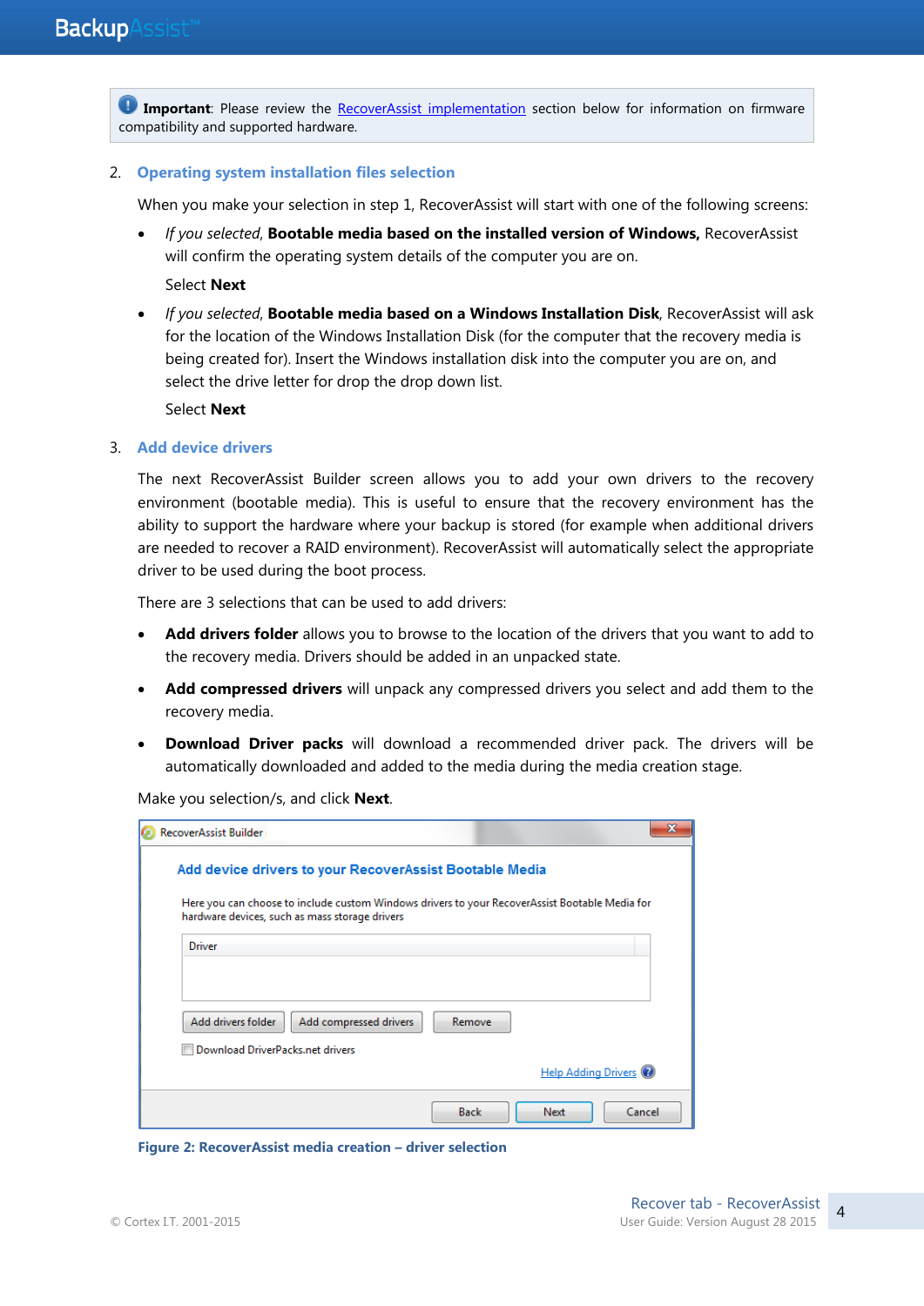**Important**: Please review the RecoverAssist implementation section below for information on firmware compatibility and supported hardware.

2. **Operating system installation files selection**

   When you make your selection in step 1, RecoverAssist will start with one of the following screens:

   - *If you selected*, **Bootable media based on the installed version of Windows,** RecoverAssist will confirm the operating system details of the computer you are on.

     Select **Next**

   - *If you selected*, **Bootable media based on a Windows Installation Disk**, RecoverAssist will ask for the location of the Windows Installation Disk (for the computer that the recovery media is being created for). Insert the Windows installation disk into the computer you are on, and select the drive letter for drop the drop down list.

     Select **Next**

3. **Add device drivers**

   The next RecoverAssist Builder screen allows you to add your own drivers to the recovery environment (bootable media). This is useful to ensure that the recovery environment has the ability to support the hardware where your backup is stored (for example when additional drivers are needed to recover a RAID environment). RecoverAssist will automatically select the appropriate driver to be used during the boot process.

   There are 3 selections that can be used to add drivers:

   - **Add drivers folder** allows you to browse to the location of the drivers that you want to add to the recovery media. Drivers should be added in an unpacked state.
   - **Add compressed drivers** will unpack any compressed drivers you select and add them to the recovery media.
   - **Download Driver packs** will download a recommended driver pack. The drivers will be automatically downloaded and added to the media during the media creation stage.

   Make you selection/s, and click **Next**.

**Figure 2: RecoverAssist media creation – driver selection**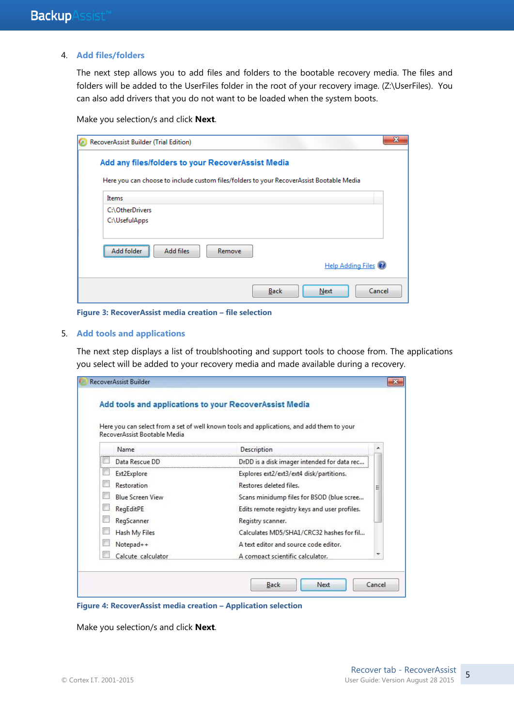4. **Add files/folders**

The next step allows you to add files and folders to the bootable recovery media. The files and folders will be added to the UserFiles folder in the root of your recovery image. (Z:\UserFiles). You can also add drivers that you do not want to be loaded when the system boots.

Make you selection/s and click **Next**.

**Figure 3: RecoverAssist media creation – file selection**

5. **Add tools and applications**

The next step displays a list of troublshooting and support tools to choose from. The applications you select will be added to your recovery media and made available during a recovery.

**Figure 4: RecoverAssist media creation – Application selection**

Make you selection/s and click **Next**.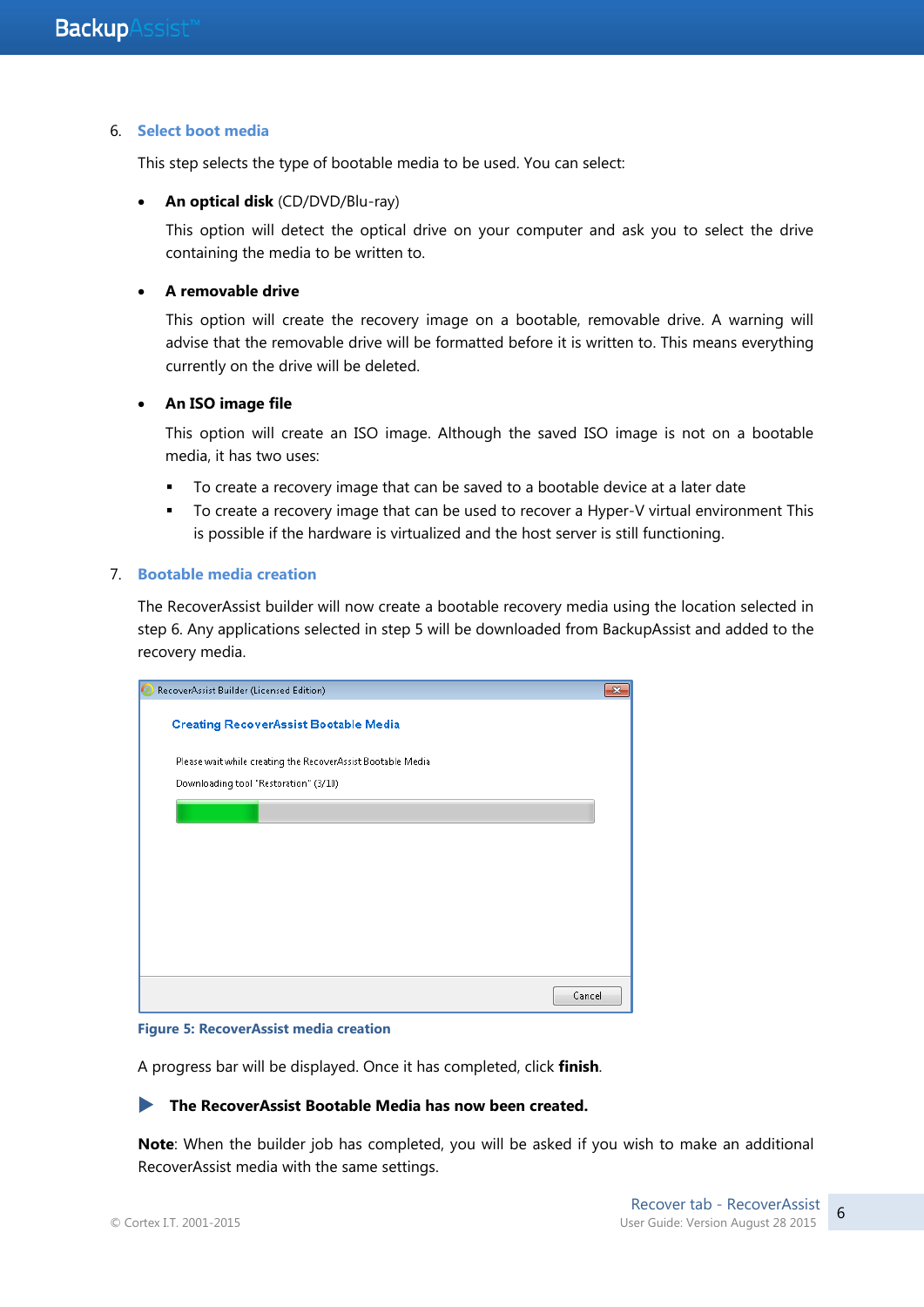6. **Select boot media**

This step selects the type of bootable media to be used. You can select:

- **An optical disk** (CD/DVD/Blu-ray)

  This option will detect the optical drive on your computer and ask you to select the drive containing the media to be written to.

- **A removable drive**

  This option will create the recovery image on a bootable, removable drive. A warning will advise that the removable drive will be formatted before it is written to. This means everything currently on the drive will be deleted.

- **An ISO image file**

  This option will create an ISO image. Although the saved ISO image is not on a bootable media, it has two uses:

  - To create a recovery image that can be saved to a bootable device at a later date
  - To create a recovery image that can be used to recover a Hyper-V virtual environment This is possible if the hardware is virtualized and the host server is still functioning.

7. **Bootable media creation**

The RecoverAssist builder will now create a bootable recovery media using the location selected in step 6. Any applications selected in step 5 will be downloaded from BackupAssist and added to the recovery media.

**Figure 5: RecoverAssist media creation**

A progress bar will be displayed. Once it has completed, click **finish**.

▶ **The RecoverAssist Bootable Media has now been created.**

**Note**: When the builder job has completed, you will be asked if you wish to make an additional RecoverAssist media with the same settings.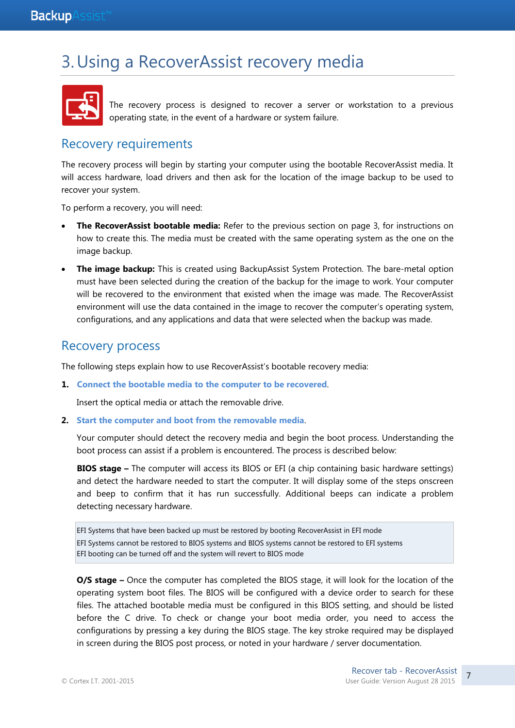# 3. Using a RecoverAssist recovery media

The recovery process is designed to recover a server or workstation to a previous operating state, in the event of a hardware or system failure.

## Recovery requirements

The recovery process will begin by starting your computer using the bootable RecoverAssist media. It will access hardware, load drivers and then ask for the location of the image backup to be used to recover your system.

To perform a recovery, you will need:

- **The RecoverAssist bootable media:** Refer to the previous section on page 3, for instructions on how to create this. The media must be created with the same operating system as the one on the image backup.
- **The image backup:** This is created using BackupAssist System Protection. The bare-metal option must have been selected during the creation of the backup for the image to work. Your computer will be recovered to the environment that existed when the image was made. The RecoverAssist environment will use the data contained in the image to recover the computer's operating system, configurations, and any applications and data that were selected when the backup was made.

## Recovery process

The following steps explain how to use RecoverAssist's bootable recovery media:

1. **Connect the bootable media to the computer to be recovered**.

   Insert the optical media or attach the removable drive.

2. **Start the computer and boot from the removable media**.

   Your computer should detect the recovery media and begin the boot process. Understanding the boot process can assist if a problem is encountered. The process is described below:

   **BIOS stage –** The computer will access its BIOS or EFI (a chip containing basic hardware settings) and detect the hardware needed to start the computer. It will display some of the steps onscreen and beep to confirm that it has run successfully. Additional beeps can indicate a problem detecting necessary hardware.

   > EFI Systems that have been backed up must be restored by booting RecoverAssist in EFI mode
   > EFI Systems cannot be restored to BIOS systems and BIOS systems cannot be restored to EFI systems
   > EFI booting can be turned off and the system will revert to BIOS mode

   **O/S stage –** Once the computer has completed the BIOS stage, it will look for the location of the operating system boot files. The BIOS will be configured with a device order to search for these files. The attached bootable media must be configured in this BIOS setting, and should be listed before the C drive. To check or change your boot media order, you need to access the configurations by pressing a key during the BIOS stage. The key stroke required may be displayed in screen during the BIOS post process, or noted in your hardware / server documentation.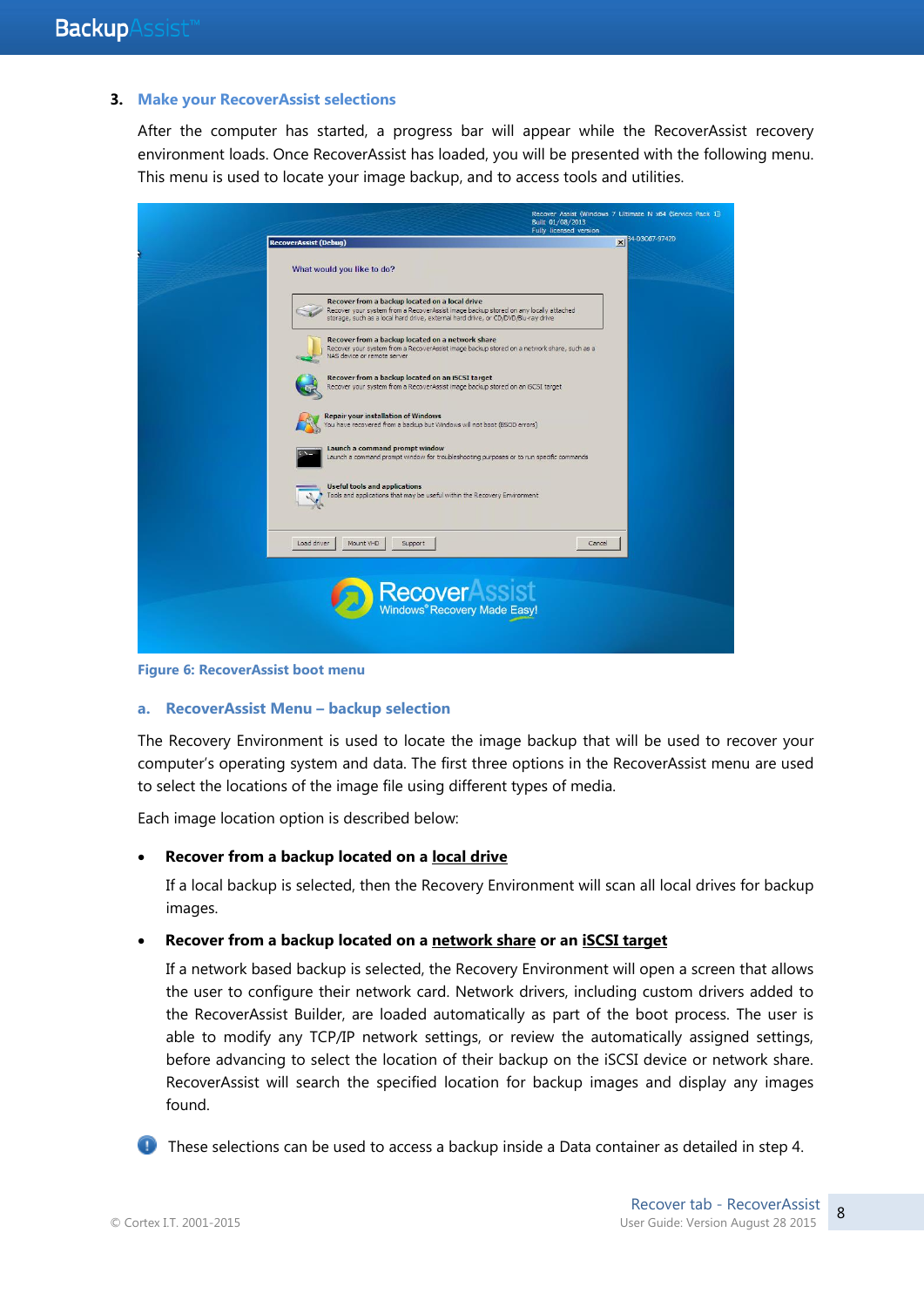### 3. Make your RecoverAssist selections

After the computer has started, a progress bar will appear while the RecoverAssist recovery environment loads. Once RecoverAssist has loaded, you will be presented with the following menu. This menu is used to locate your image backup, and to access tools and utilities.

Figure 6: RecoverAssist boot menu

#### a. RecoverAssist Menu – backup selection

The Recovery Environment is used to locate the image backup that will be used to recover your computer's operating system and data. The first three options in the RecoverAssist menu are used to select the locations of the image file using different types of media.

Each image location option is described below:

- **Recover from a backup located on a local drive**

  If a local backup is selected, then the Recovery Environment will scan all local drives for backup images.

- **Recover from a backup located on a network share or an iSCSI target**

  If a network based backup is selected, the Recovery Environment will open a screen that allows the user to configure their network card. Network drivers, including custom drivers added to the RecoverAssist Builder, are loaded automatically as part of the boot process. The user is able to modify any TCP/IP network settings, or review the automatically assigned settings, before advancing to select the location of their backup on the iSCSI device or network share. RecoverAssist will search the specified location for backup images and display any images found.

These selections can be used to access a backup inside a Data container as detailed in step 4.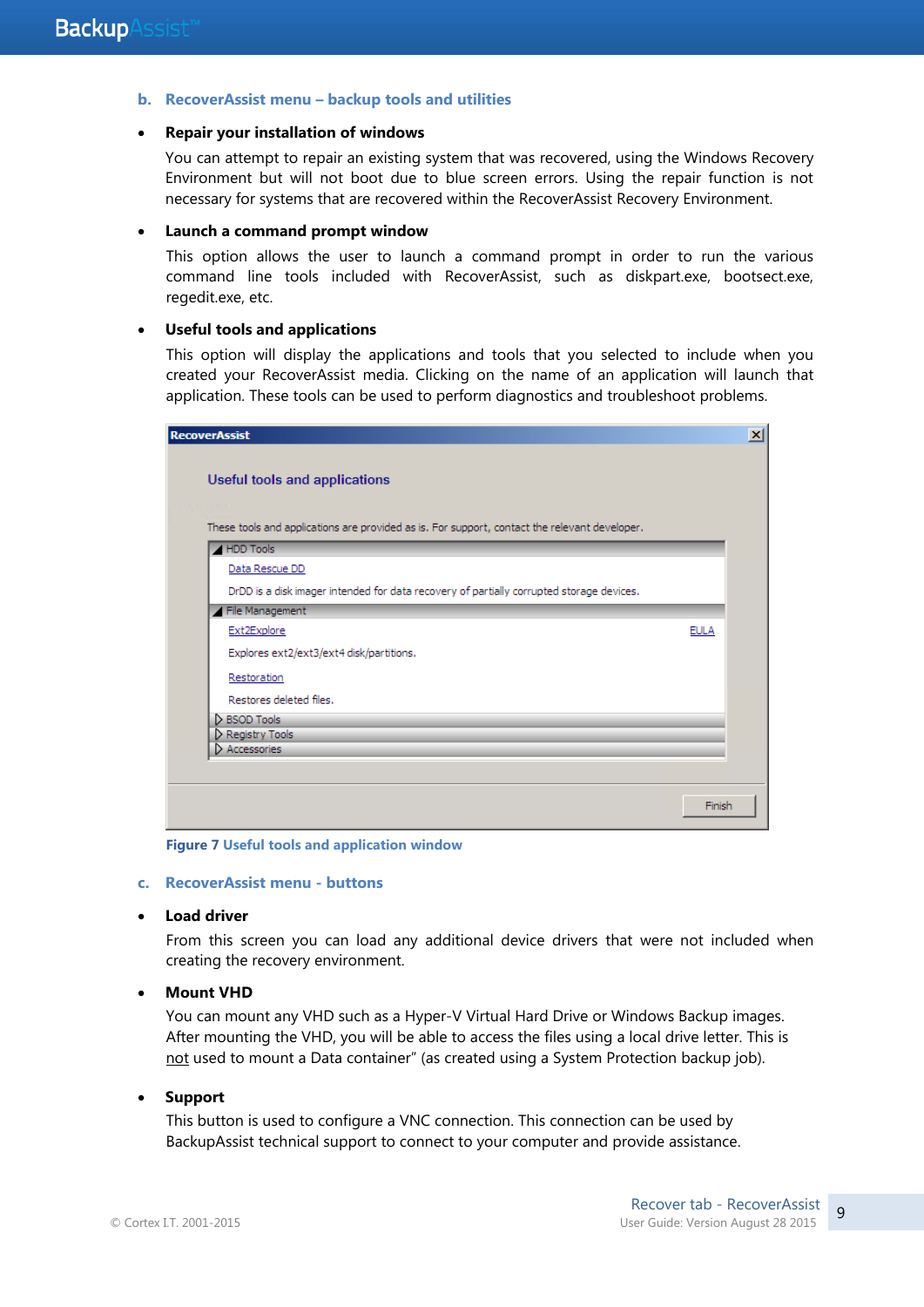### b. RecoverAssist menu – backup tools and utilities

- **Repair your installation of windows**

  You can attempt to repair an existing system that was recovered, using the Windows Recovery Environment but will not boot due to blue screen errors. Using the repair function is not necessary for systems that are recovered within the RecoverAssist Recovery Environment.

- **Launch a command prompt window**

  This option allows the user to launch a command prompt in order to run the various command line tools included with RecoverAssist, such as diskpart.exe, bootsect.exe, regedit.exe, etc.

- **Useful tools and applications**

  This option will display the applications and tools that you selected to include when you created your RecoverAssist media. Clicking on the name of an application will launch that application. These tools can be used to perform diagnostics and troubleshoot problems.

RecoverAssist

Useful tools and applications

These tools and applications are provided as is. For support, contact the relevant developer.

HDD Tools
- Data Rescue DD
  DrDD is a disk imager intended for data recovery of partially corrupted storage devices.

File Management
- Ext2Explore — EULA
  Explores ext2/ext3/ext4 disk/partitions.
- Restoration
  Restores deleted files.

BSOD Tools
Registry Tools
Accessories

Finish

**Figure 7** Useful tools and application window

### c. RecoverAssist menu - buttons

- **Load driver**

  From this screen you can load any additional device drivers that were not included when creating the recovery environment.

- **Mount VHD**

  You can mount any VHD such as a Hyper-V Virtual Hard Drive or Windows Backup images. After mounting the VHD, you will be able to access the files using a local drive letter. This is not used to mount a Data container" (as created using a System Protection backup job).

- **Support**

  This button is used to configure a VNC connection. This connection can be used by BackupAssist technical support to connect to your computer and provide assistance.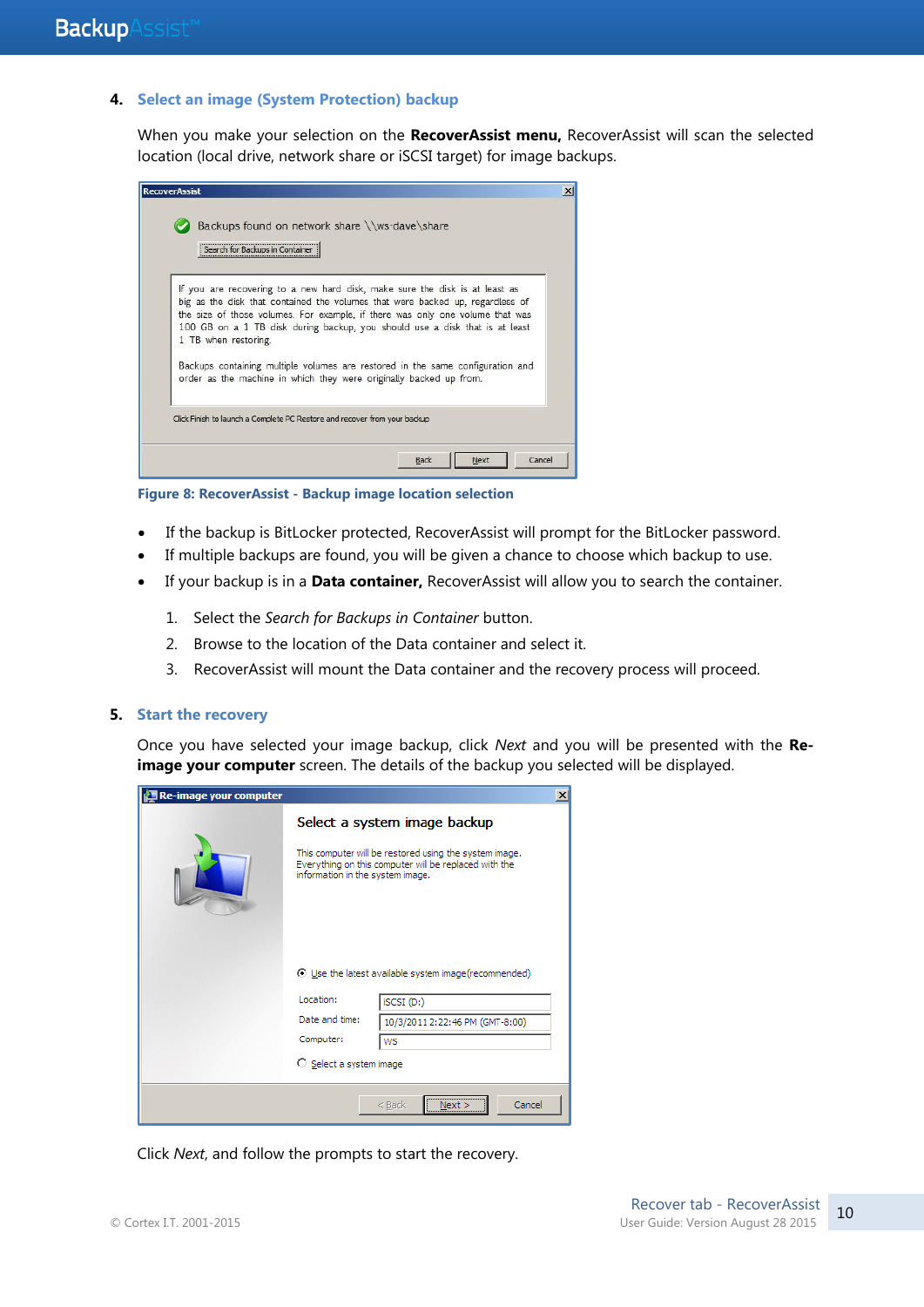### 4. Select an image (System Protection) backup

When you make your selection on the **RecoverAssist menu,** RecoverAssist will scan the selected location (local drive, network share or iSCSI target) for image backups.

Figure 8: RecoverAssist - Backup image location selection

- If the backup is BitLocker protected, RecoverAssist will prompt for the BitLocker password.
- If multiple backups are found, you will be given a chance to choose which backup to use.
- If your backup is in a **Data container,** RecoverAssist will allow you to search the container.

  1. Select the *Search for Backups in Container* button.
  2. Browse to the location of the Data container and select it.
  3. RecoverAssist will mount the Data container and the recovery process will proceed.

### 5. Start the recovery

Once you have selected your image backup, click *Next* and you will be presented with the **Re-image your computer** screen. The details of the backup you selected will be displayed.

Click *Next*, and follow the prompts to start the recovery.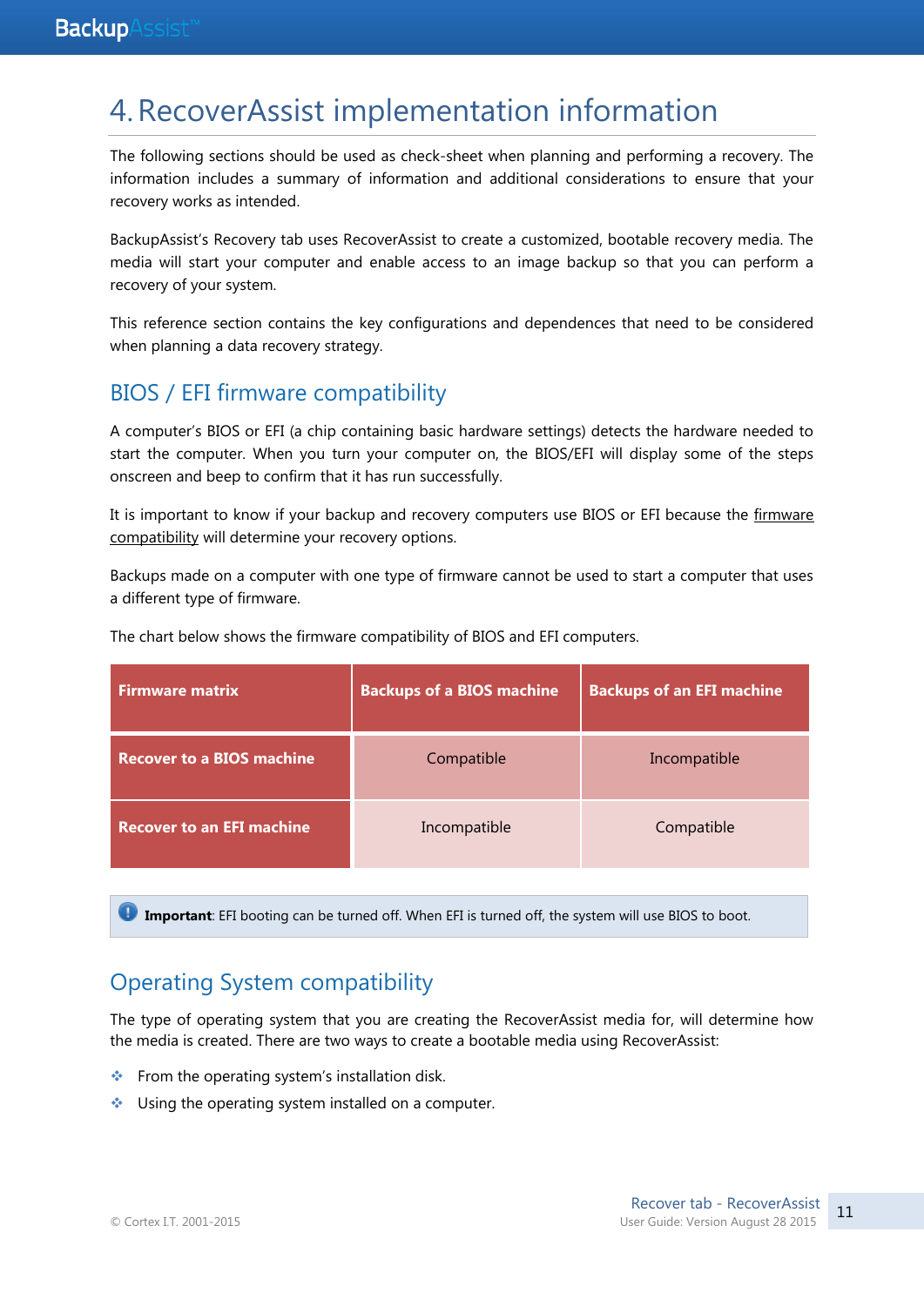# 4. RecoverAssist implementation information

The following sections should be used as check-sheet when planning and performing a recovery. The information includes a summary of information and additional considerations to ensure that your recovery works as intended.

BackupAssist's Recovery tab uses RecoverAssist to create a customized, bootable recovery media. The media will start your computer and enable access to an image backup so that you can perform a recovery of your system.

This reference section contains the key configurations and dependences that need to be considered when planning a data recovery strategy.

## BIOS / EFI firmware compatibility

A computer's BIOS or EFI (a chip containing basic hardware settings) detects the hardware needed to start the computer. When you turn your computer on, the BIOS/EFI will display some of the steps onscreen and beep to confirm that it has run successfully.

It is important to know if your backup and recovery computers use BIOS or EFI because the firmware compatibility will determine your recovery options.

Backups made on a computer with one type of firmware cannot be used to start a computer that uses a different type of firmware.

The chart below shows the firmware compatibility of BIOS and EFI computers.

| Firmware matrix | Backups of a BIOS machine | Backups of an EFI machine |
|---|---|---|
| **Recover to a BIOS machine** | Compatible | Incompatible |
| **Recover to an EFI machine** | Incompatible | Compatible |

**Important**: EFI booting can be turned off. When EFI is turned off, the system will use BIOS to boot.

## Operating System compatibility

The type of operating system that you are creating the RecoverAssist media for, will determine how the media is created. There are two ways to create a bootable media using RecoverAssist:

- From the operating system's installation disk.
- Using the operating system installed on a computer.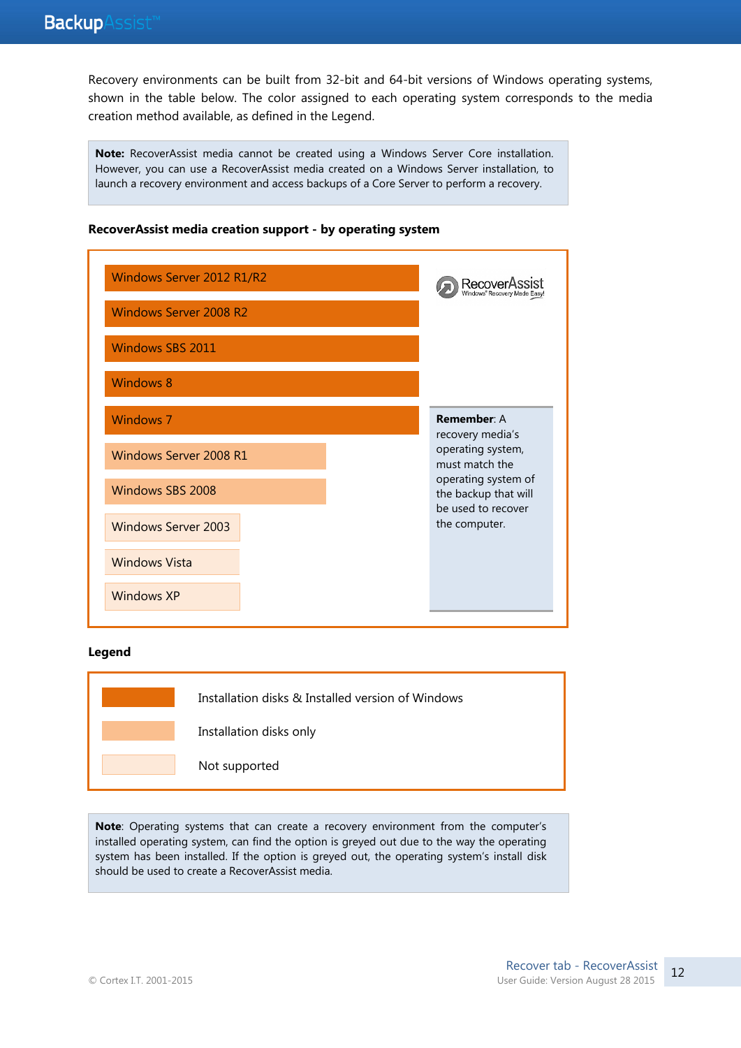Recovery environments can be built from 32-bit and 64-bit versions of Windows operating systems, shown in the table below. The color assigned to each operating system corresponds to the media creation method available, as defined in the Legend.

> **Note:** RecoverAssist media cannot be created using a Windows Server Core installation. However, you can use a RecoverAssist media created on a Windows Server installation, to launch a recovery environment and access backups of a Core Server to perform a recovery.

**RecoverAssist media creation support - by operating system**

| Operating system | Media creation method |
| --- | --- |
| Windows Server 2012 R1/R2 | Installation disks & Installed version of Windows |
| Windows Server 2008 R2 | Installation disks & Installed version of Windows |
| Windows SBS 2011 | Installation disks & Installed version of Windows |
| Windows 8 | Installation disks & Installed version of Windows |
| Windows 7 | Installation disks & Installed version of Windows |
| Windows Server 2008 R1 | Installation disks only |
| Windows SBS 2008 | Installation disks only |
| Windows Server 2003 | Not supported |
| Windows Vista | Not supported |
| Windows XP | Not supported |

RecoverAssist Windows® Recovery Made Easy!

> **Remember**: A recovery media's operating system, must match the operating system of the backup that will be used to recover the computer.

**Legend**

- Installation disks & Installed version of Windows
- Installation disks only
- Not supported

> **Note**: Operating systems that can create a recovery environment from the computer's installed operating system, can find the option is greyed out due to the way the operating system has been installed. If the option is greyed out, the operating system's install disk should be used to create a RecoverAssist media.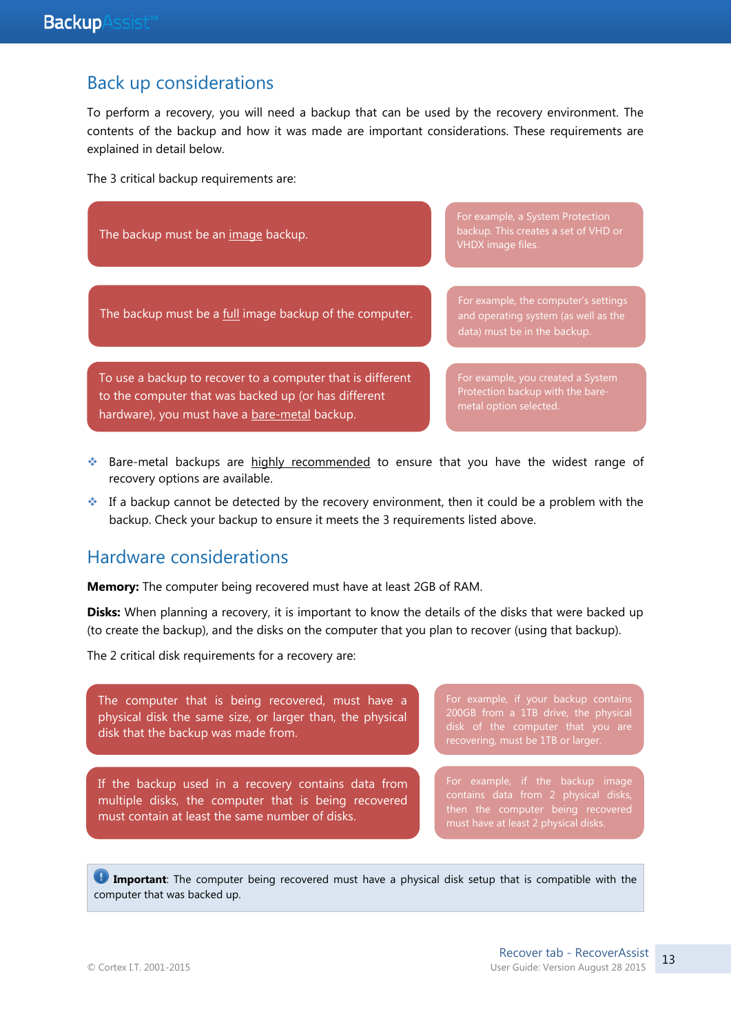## Back up considerations

To perform a recovery, you will need a backup that can be used by the recovery environment. The contents of the backup and how it was made are important considerations. These requirements are explained in detail below.

The 3 critical backup requirements are:

| Requirement | Example |
|---|---|
| The backup must be an image backup. | For example, a System Protection backup. This creates a set of VHD or VHDX image files. |
| The backup must be a full image backup of the computer. | For example, the computer's settings and operating system (as well as the data) must be in the backup. |
| To use a backup to recover to a computer that is different to the computer that was backed up (or has different hardware), you must have a bare-metal backup. | For example, you created a System Protection backup with the bare-metal option selected. |

- Bare-metal backups are highly recommended to ensure that you have the widest range of recovery options are available.
- If a backup cannot be detected by the recovery environment, then it could be a problem with the backup. Check your backup to ensure it meets the 3 requirements listed above.

## Hardware considerations

**Memory:** The computer being recovered must have at least 2GB of RAM.

**Disks:** When planning a recovery, it is important to know the details of the disks that were backed up (to create the backup), and the disks on the computer that you plan to recover (using that backup).

The 2 critical disk requirements for a recovery are:

| Requirement | Example |
|---|---|
| The computer that is being recovered, must have a physical disk the same size, or larger than, the physical disk that the backup was made from. | For example, if your backup contains 200GB from a 1TB drive, the physical disk of the computer that you are recovering, must be 1TB or larger. |
| If the backup used in a recovery contains data from multiple disks, the computer that is being recovered must contain at least the same number of disks. | For example, if the backup image contains data from 2 physical disks, then the computer being recovered must have at least 2 physical disks. |

> **Important**: The computer being recovered must have a physical disk setup that is compatible with the computer that was backed up.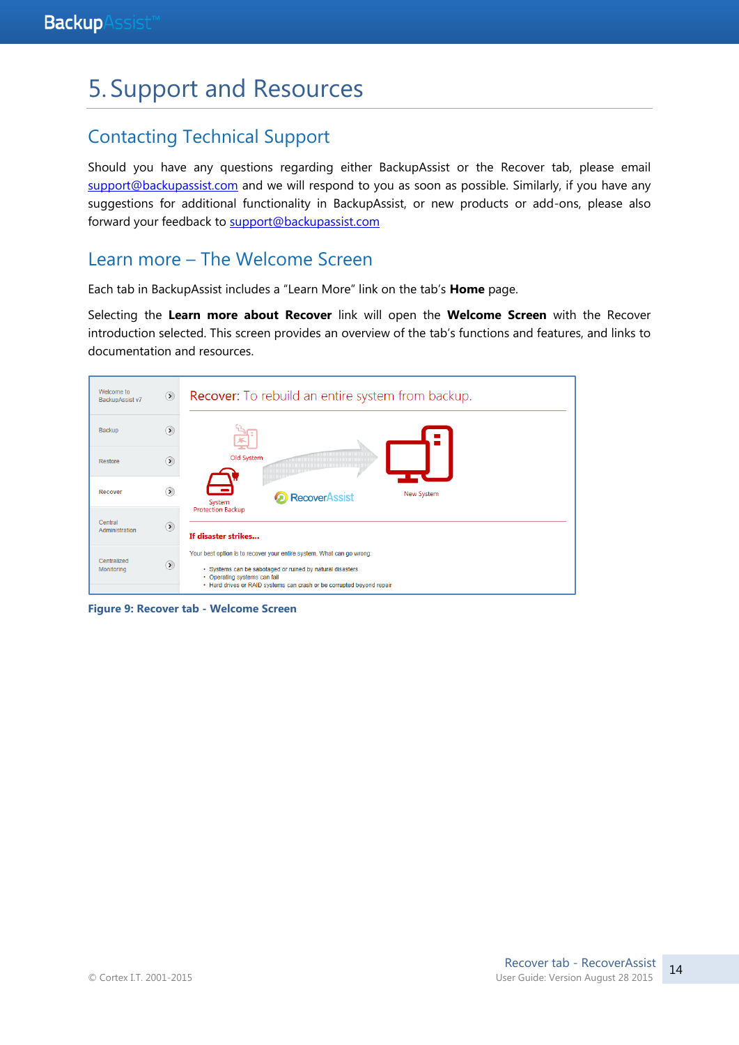# 5. Support and Resources

## Contacting Technical Support

Should you have any questions regarding either BackupAssist or the Recover tab, please email support@backupassist.com and we will respond to you as soon as possible. Similarly, if you have any suggestions for additional functionality in BackupAssist, or new products or add-ons, please also forward your feedback to support@backupassist.com

## Learn more – The Welcome Screen

Each tab in BackupAssist includes a "Learn More" link on the tab's **Home** page.

Selecting the **Learn more about Recover** link will open the **Welcome Screen** with the Recover introduction selected. This screen provides an overview of the tab's functions and features, and links to documentation and resources.

**Figure 9: Recover tab - Welcome Screen**